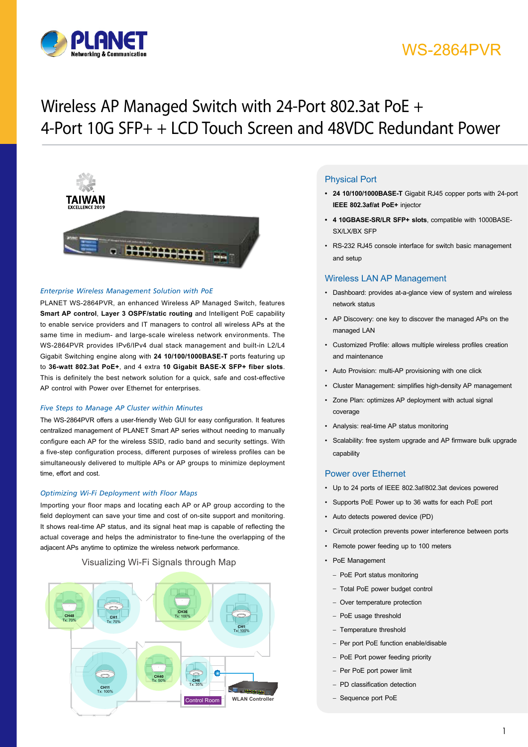# WS-2864PVR

## Wireless AP Managed Switch with 24-Port 802.3at PoE + 4-Port 10G SFP+ + LCD Touch Screen and 48VDC Redundant Power

### *Enterprise Wireless Management Solution with PoE*

PLANET WS-2864PVR, an enhanced Wireless AP Managed Switch, features **Smart AP control**, **Layer 3 OSPF/static routing** and Intelligent PoE capability to enable service providers and IT managers to control all wireless APs at the same time in medium- and large-scale wireless network environments. The WS-2864PVR provides IPv6/IPv4 dual stack management and built-in L2/L4 Gigabit Switching engine along with **24 10/100/1000BASE-T** ports featuring up to **36-watt 802.3at PoE+**, and 4 extra **10 Gigabit BASE-X SFP+ fiber slots**. This is definitely the best network solution for a quick, safe and cost-effective AP control with Power over Ethernet for enterprises.

### *Five Steps to Manage AP Cluster within Minutes*

The WS-2864PVR offers a user-friendly Web GUI for easy configuration. It features centralized management of PLANET Smart AP series without needing to manually configure each AP for the wireless SSID, radio band and security settings. With a five-step configuration process, different purposes of wireless profiles can be simultaneously delivered to multiple APs or AP groups to minimize deployment time, effort and cost.

### *Optimizing Wi-Fi Deployment with Floor Maps*

Importing your floor maps and locating each AP or AP group according to the field deployment can save your time and cost of on-site support and monitoring. It shows real-time AP status, and its signal heat map is capable of reflecting the actual coverage and helps the administrator to fine-tune the overlapping of the adjacent APs anytime to optimize the wireless network performance.

Visualizing Wi-Fi Signals through Map

### Physical Port

- **24 10/100/1000BASE-T** Gigabit RJ45 copper ports with 24-port **IEEE 802.3af/at PoE+** injector
- **4 10GBASE-SR/LR SFP+ slots**, compatible with 1000BASE-SX/LX/BX SFP
- RS-232 RJ45 console interface for switch basic management and setup

### Wireless LAN AP Management

- Dashboard: provides at-a-glance view of system and wireless network status
- AP Discovery: one key to discover the managed APs on the managed LAN
- Customized Profile: allows multiple wireless profiles creation and maintenance
- Auto Provision: multi-AP provisioning with one click
- Cluster Management: simplifies high-density AP management
- Zone Plan: optimizes AP deployment with actual signal coverage
- Analysis: real-time AP status monitoring
- Scalability: free system upgrade and AP firmware bulk upgrade capability

### Power over Ethernet

- Up to 24 ports of IEEE 802.3af/802.3at devices powered
- Supports PoE Power up to 36 watts for each PoE port
- Auto detects powered device (PD)
- Circuit protection prevents power interference between ports
- Remote power feeding up to 100 meters
- PoE Management
  - PoE Port status monitoring
  - Total PoE power budget control
  - Over temperature protection
  - PoE usage threshold
  - Temperature threshold
  - Per port PoE function enable/disable
  - PoE Port power feeding priority
  - Per PoE port power limit
  - PD classification detection
  - Sequence port PoE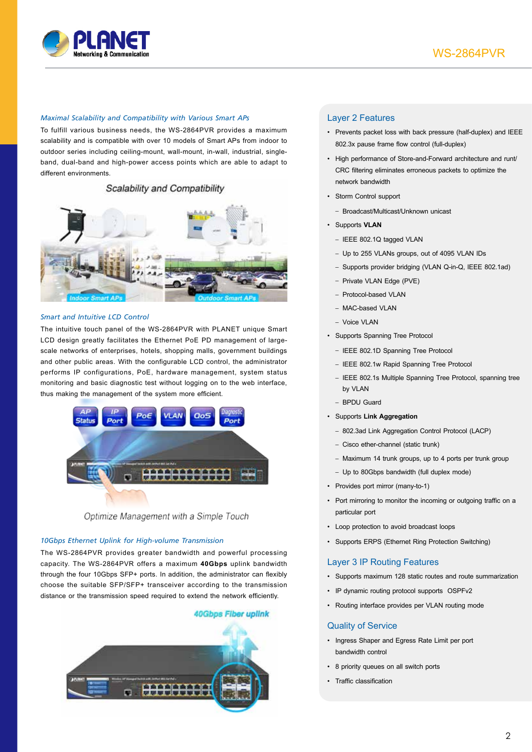### Maximal Scalability and Compatibility with Various Smart APs

To fulfill various business needs, the WS-2864PVR provides a maximum scalability and is compatible with over 10 models of Smart APs from indoor to outdoor series including ceiling-mount, wall-mount, in-wall, industrial, single-band, dual-band and high-power access points which are able to adapt to different environments.

### Smart and Intuitive LCD Control

The intuitive touch panel of the WS-2864PVR with PLANET unique Smart LCD design greatly facilitates the Ethernet PoE PD management of large-scale networks of enterprises, hotels, shopping malls, government buildings and other public areas. With the configurable LCD control, the administrator performs IP configurations, PoE, hardware management, system status monitoring and basic diagnostic test without logging on to the web interface, thus making the management of the system more efficient.

### 10Gbps Ethernet Uplink for High-volume Transmission

The WS-2864PVR provides greater bandwidth and powerful processing capacity. The WS-2864PVR offers a maximum **40Gbps** uplink bandwidth through the four 10Gbps SFP+ ports. In addition, the administrator can flexibly choose the suitable SFP/SFP+ transceiver according to the transmission distance or the transmission speed required to extend the network efficiently.

## Layer 2 Features

- Prevents packet loss with back pressure (half-duplex) and IEEE 802.3x pause frame flow control (full-duplex)
- High performance of Store-and-Forward architecture and runt/CRC filtering eliminates erroneous packets to optimize the network bandwidth
- Storm Control support
  - Broadcast/Multicast/Unknown unicast
- Supports **VLAN**
  - IEEE 802.1Q tagged VLAN
  - Up to 255 VLANs groups, out of 4095 VLAN IDs
  - Supports provider bridging (VLAN Q-in-Q, IEEE 802.1ad)
  - Private VLAN Edge (PVE)
  - Protocol-based VLAN
  - MAC-based VLAN
  - Voice VLAN
- Supports Spanning Tree Protocol
  - IEEE 802.1D Spanning Tree Protocol
  - IEEE 802.1w Rapid Spanning Tree Protocol
  - IEEE 802.1s Multiple Spanning Tree Protocol, spanning tree by VLAN
  - BPDU Guard
- Supports **Link Aggregation**
  - 802.3ad Link Aggregation Control Protocol (LACP)
  - Cisco ether-channel (static trunk)
  - Maximum 14 trunk groups, up to 4 ports per trunk group
  - Up to 80Gbps bandwidth (full duplex mode)
- Provides port mirror (many-to-1)
- Port mirroring to monitor the incoming or outgoing traffic on a particular port
- Loop protection to avoid broadcast loops
- Supports ERPS (Ethernet Ring Protection Switching)

## Layer 3 IP Routing Features

- Supports maximum 128 static routes and route summarization
- IP dynamic routing protocol supports OSPFv2
- Routing interface provides per VLAN routing mode

## Quality of Service

- Ingress Shaper and Egress Rate Limit per port bandwidth control
- 8 priority queues on all switch ports
- Traffic classification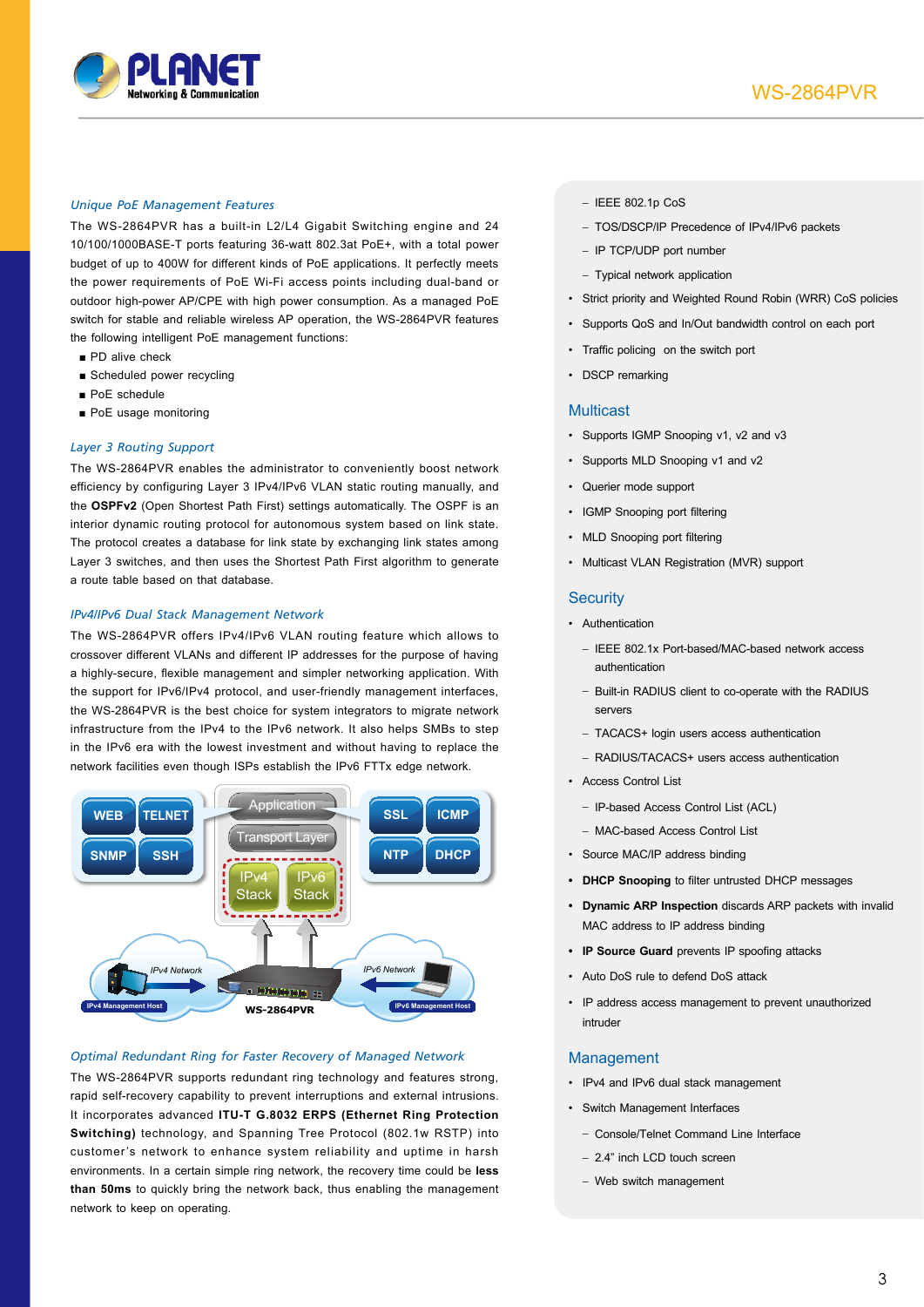### *Unique PoE Management Features*

The WS-2864PVR has a built-in L2/L4 Gigabit Switching engine and 24 10/100/1000BASE-T ports featuring 36-watt 802.3at PoE+, with a total power budget of up to 400W for different kinds of PoE applications. It perfectly meets the power requirements of PoE Wi-Fi access points including dual-band or outdoor high-power AP/CPE with high power consumption. As a managed PoE switch for stable and reliable wireless AP operation, the WS-2864PVR features the following intelligent PoE management functions:

- PD alive check
- Scheduled power recycling
- PoE schedule
- PoE usage monitoring

### *Layer 3 Routing Support*

The WS-2864PVR enables the administrator to conveniently boost network efficiency by configuring Layer 3 IPv4/IPv6 VLAN static routing manually, and the **OSPFv2** (Open Shortest Path First) settings automatically. The OSPF is an interior dynamic routing protocol for autonomous system based on link state. The protocol creates a database for link state by exchanging link states among Layer 3 switches, and then uses the Shortest Path First algorithm to generate a route table based on that database.

### *IPv4/IPv6 Dual Stack Management Network*

The WS-2864PVR offers IPv4/IPv6 VLAN routing feature which allows to crossover different VLANs and different IP addresses for the purpose of having a highly-secure, flexible management and simpler networking application. With the support for IPv6/IPv4 protocol, and user-friendly management interfaces, the WS-2864PVR is the best choice for system integrators to migrate network infrastructure from the IPv4 to the IPv6 network. It also helps SMBs to step in the IPv6 era with the lowest investment and without having to replace the network facilities even though ISPs establish the IPv6 FTTx edge network.

### *Optimal Redundant Ring for Faster Recovery of Managed Network*

The WS-2864PVR supports redundant ring technology and features strong, rapid self-recovery capability to prevent interruptions and external intrusions. It incorporates advanced **ITU-T G.8032 ERPS (Ethernet Ring Protection Switching)** technology, and Spanning Tree Protocol (802.1w RSTP) into customer's network to enhance system reliability and uptime in harsh environments. In a certain simple ring network, the recovery time could be **less than 50ms** to quickly bring the network back, thus enabling the management network to keep on operating.

- IEEE 802.1p CoS
- TOS/DSCP/IP Precedence of IPv4/IPv6 packets
- IP TCP/UDP port number
- Typical network application

- Strict priority and Weighted Round Robin (WRR) CoS policies
- Supports QoS and In/Out bandwidth control on each port
- Traffic policing on the switch port
- DSCP remarking

## Multicast

- Supports IGMP Snooping v1, v2 and v3
- Supports MLD Snooping v1 and v2
- Querier mode support
- IGMP Snooping port filtering
- MLD Snooping port filtering
- Multicast VLAN Registration (MVR) support

## Security

- Authentication
  - IEEE 802.1x Port-based/MAC-based network access authentication
  - Built-in RADIUS client to co-operate with the RADIUS servers
  - TACACS+ login users access authentication
  - RADIUS/TACACS+ users access authentication
- Access Control List
  - IP-based Access Control List (ACL)
  - MAC-based Access Control List
- Source MAC/IP address binding
- **DHCP Snooping** to filter untrusted DHCP messages
- **Dynamic ARP Inspection** discards ARP packets with invalid MAC address to IP address binding
- **IP Source Guard** prevents IP spoofing attacks
- Auto DoS rule to defend DoS attack
- IP address access management to prevent unauthorized intruder

## Management

- IPv4 and IPv6 dual stack management
- Switch Management Interfaces
  - Console/Telnet Command Line Interface
  - 2.4" inch LCD touch screen
  - Web switch management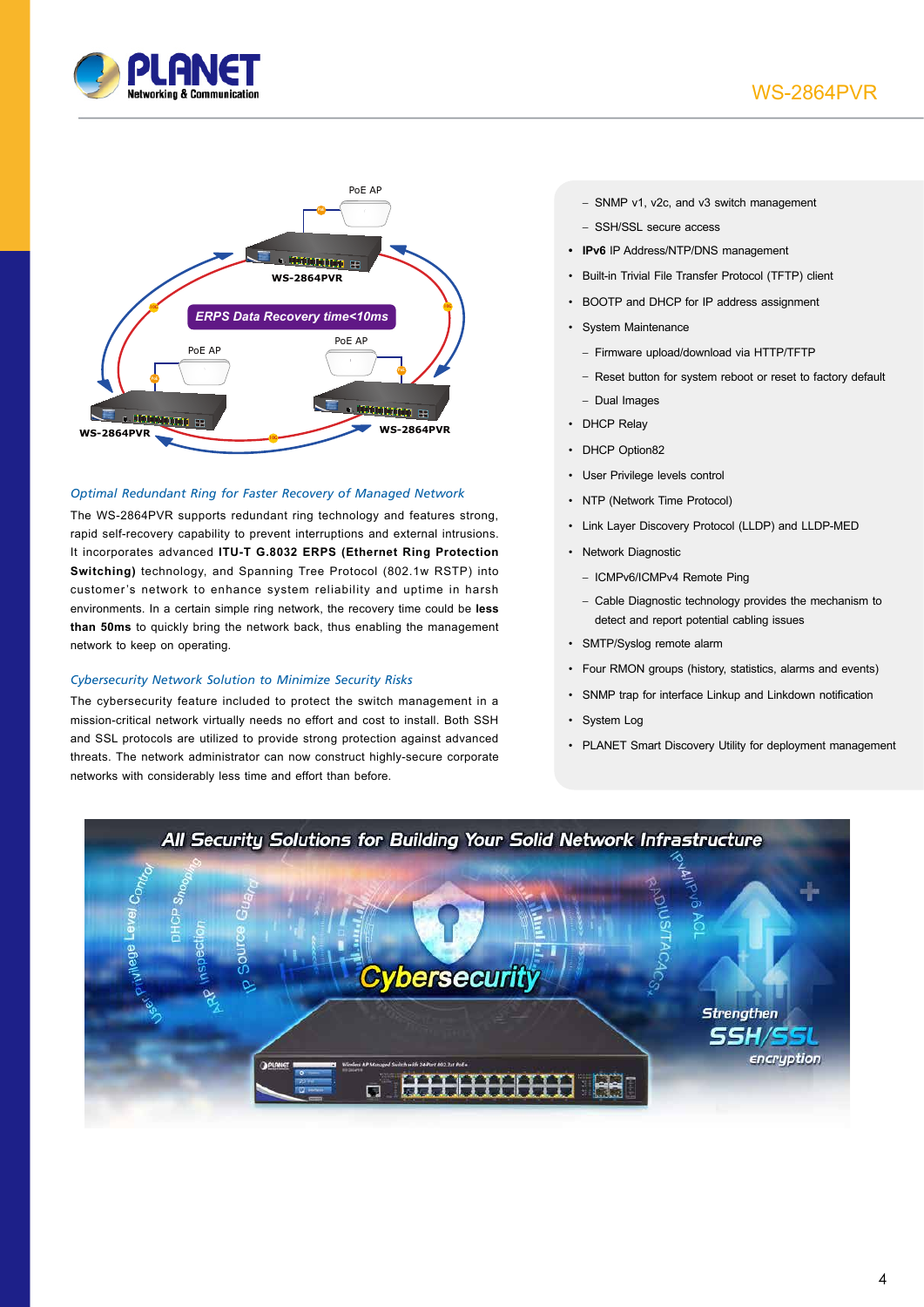## Optimal Redundant Ring for Faster Recovery of Managed Network

The WS-2864PVR supports redundant ring technology and features strong, rapid self-recovery capability to prevent interruptions and external intrusions. It incorporates advanced **ITU-T G.8032 ERPS (Ethernet Ring Protection Switching)** technology, and Spanning Tree Protocol (802.1w RSTP) into customer's network to enhance system reliability and uptime in harsh environments. In a certain simple ring network, the recovery time could be **less than 50ms** to quickly bring the network back, thus enabling the management network to keep on operating.

## Cybersecurity Network Solution to Minimize Security Risks

The cybersecurity feature included to protect the switch management in a mission-critical network virtually needs no effort and cost to install. Both SSH and SSL protocols are utilized to provide strong protection against advanced threats. The network administrator can now construct highly-secure corporate networks with considerably less time and effort than before.

- SNMP v1, v2c, and v3 switch management
- SSH/SSL secure access

- **IPv6** IP Address/NTP/DNS management
- Built-in Trivial File Transfer Protocol (TFTP) client
- BOOTP and DHCP for IP address assignment
- System Maintenance
  - Firmware upload/download via HTTP/TFTP
  - Reset button for system reboot or reset to factory default
  - Dual Images
- DHCP Relay
- DHCP Option82
- User Privilege levels control
- NTP (Network Time Protocol)
- Link Layer Discovery Protocol (LLDP) and LLDP-MED
- Network Diagnostic
  - ICMPv6/ICMPv4 Remote Ping
  - Cable Diagnostic technology provides the mechanism to detect and report potential cabling issues
- SMTP/Syslog remote alarm
- Four RMON groups (history, statistics, alarms and events)
- SNMP trap for interface Linkup and Linkdown notification
- System Log
- PLANET Smart Discovery Utility for deployment management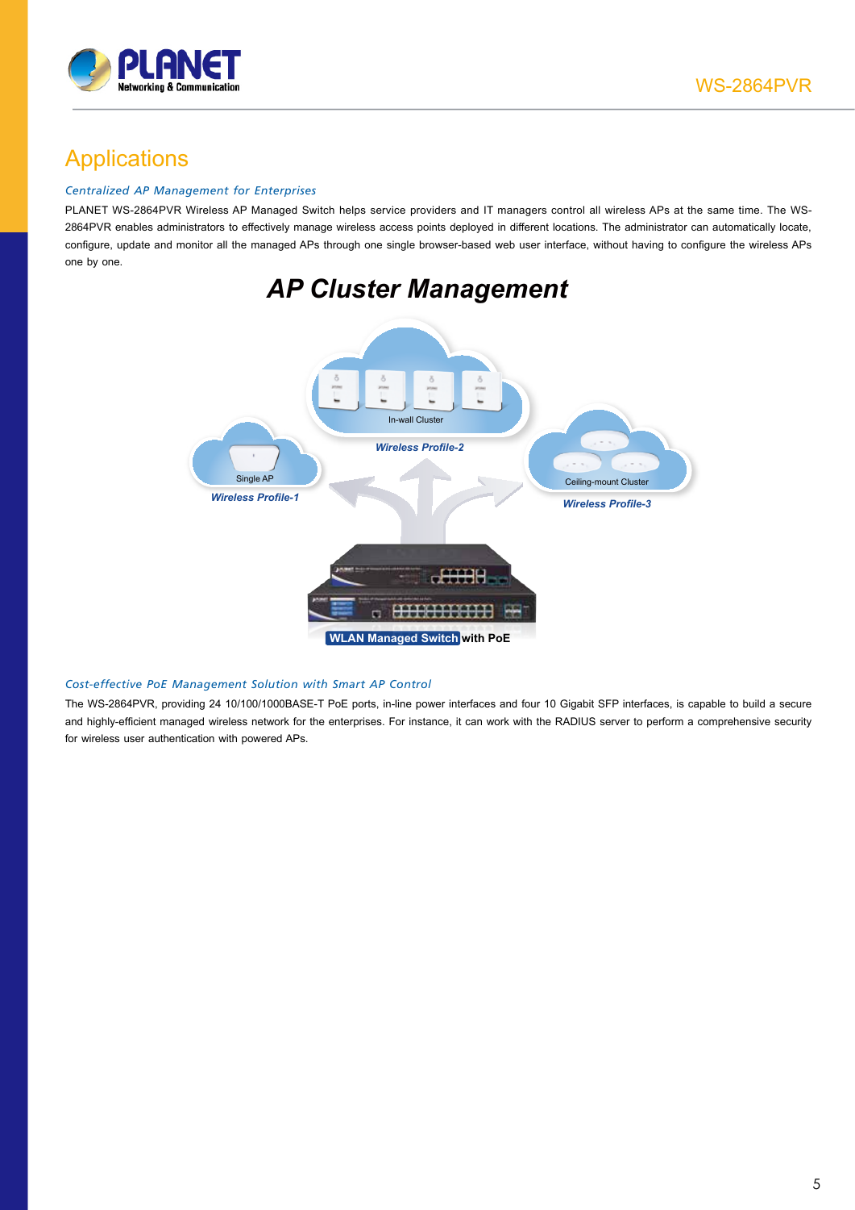## Applications

*Centralized AP Management for Enterprises*

PLANET WS-2864PVR Wireless AP Managed Switch helps service providers and IT managers control all wireless APs at the same time. The WS-2864PVR enables administrators to effectively manage wireless access points deployed in different locations. The administrator can automatically locate, configure, update and monitor all the managed APs through one single browser-based web user interface, without having to configure the wireless APs one by one.

**AP Cluster Management**

In-wall Cluster

Wireless Profile-2

Single AP

Wireless Profile-1

Ceiling-mount Cluster

Wireless Profile-3

WLAN Managed Switch with PoE

*Cost-effective PoE Management Solution with Smart AP Control*

The WS-2864PVR, providing 24 10/100/1000BASE-T PoE ports, in-line power interfaces and four 10 Gigabit SFP interfaces, is capable to build a secure and highly-efficient managed wireless network for the enterprises. For instance, it can work with the RADIUS server to perform a comprehensive security for wireless user authentication with powered APs.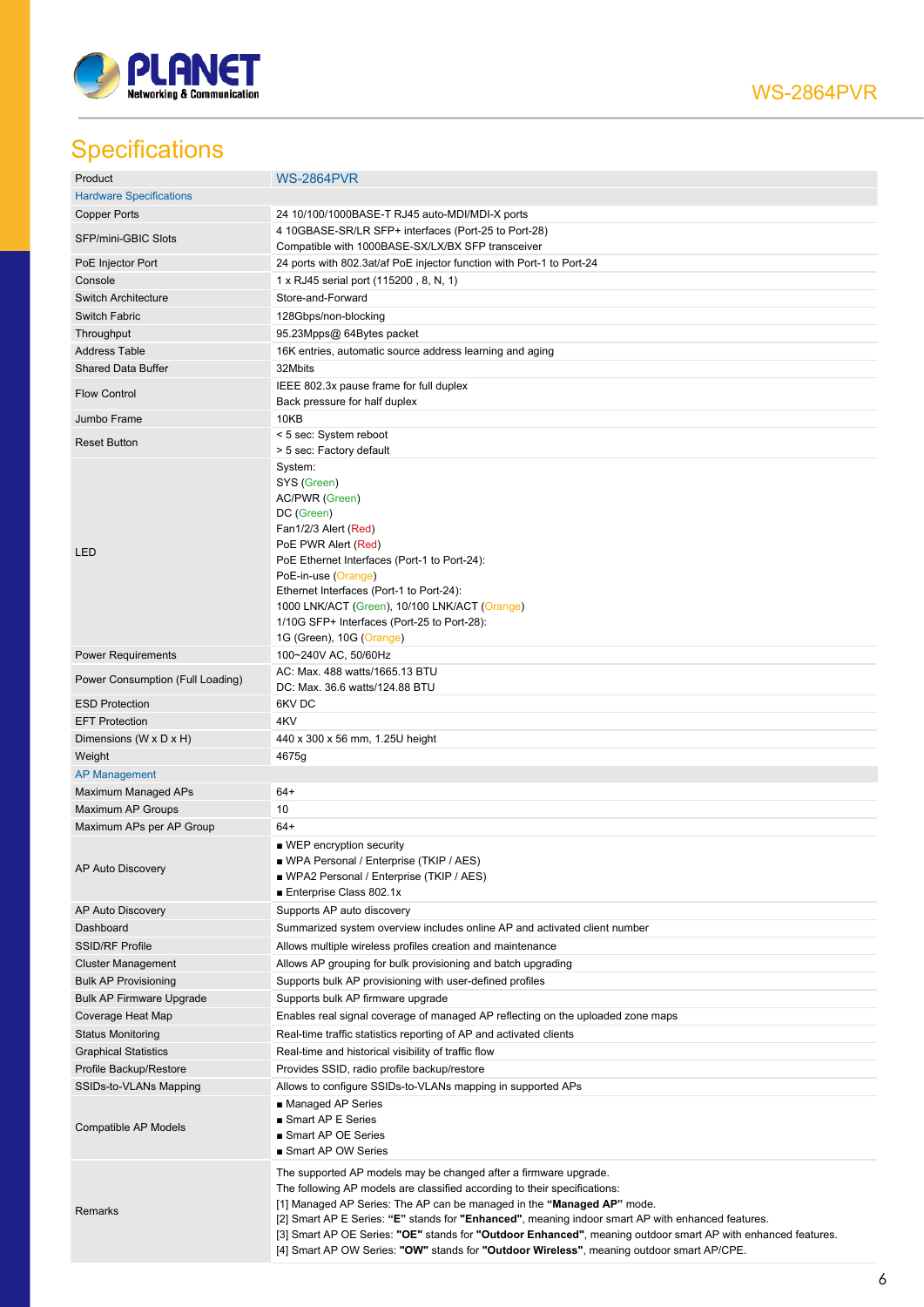## Specifications

| Product | WS-2864PVR |
|---|---|
| **Hardware Specifications** | |
| Copper Ports | 24 10/100/1000BASE-T RJ45 auto-MDI/MDI-X ports |
| SFP/mini-GBIC Slots | 4 10GBASE-SR/LR SFP+ interfaces (Port-25 to Port-28)<br>Compatible with 1000BASE-SX/LX/BX SFP transceiver |
| PoE Injector Port | 24 ports with 802.3at/af PoE injector function with Port-1 to Port-24 |
| Console | 1 x RJ45 serial port (115200 , 8, N, 1) |
| Switch Architecture | Store-and-Forward |
| Switch Fabric | 128Gbps/non-blocking |
| Throughput | 95.23Mpps@ 64Bytes packet |
| Address Table | 16K entries, automatic source address learning and aging |
| Shared Data Buffer | 32Mbits |
| Flow Control | IEEE 802.3x pause frame for full duplex<br>Back pressure for half duplex |
| Jumbo Frame | 10KB |
| Reset Button | < 5 sec: System reboot<br>> 5 sec: Factory default |
| LED | System:<br>SYS (Green)<br>AC/PWR (Green)<br>DC (Green)<br>Fan1/2/3 Alert (Red)<br>PoE PWR Alert (Red)<br>PoE Ethernet Interfaces (Port-1 to Port-24):<br>PoE-in-use (Orange)<br>Ethernet Interfaces (Port-1 to Port-24):<br>1000 LNK/ACT (Green), 10/100 LNK/ACT (Orange)<br>1/10G SFP+ Interfaces (Port-25 to Port-28):<br>1G (Green), 10G (Orange) |
| Power Requirements | 100~240V AC, 50/60Hz |
| Power Consumption (Full Loading) | AC: Max. 488 watts/1665.13 BTU<br>DC: Max. 36.6 watts/124.88 BTU |
| ESD Protection | 6KV DC |
| EFT Protection | 4KV |
| Dimensions (W x D x H) | 440 x 300 x 56 mm, 1.25U height |
| Weight | 4675g |
| **AP Management** | |
| Maximum Managed APs | 64+ |
| Maximum AP Groups | 10 |
| Maximum APs per AP Group | 64+ |
| AP Auto Discovery | ■ WEP encryption security<br>■ WPA Personal / Enterprise (TKIP / AES)<br>■ WPA2 Personal / Enterprise (TKIP / AES)<br>■ Enterprise Class 802.1x |
| AP Auto Discovery | Supports AP auto discovery |
| Dashboard | Summarized system overview includes online AP and activated client number |
| SSID/RF Profile | Allows multiple wireless profiles creation and maintenance |
| Cluster Management | Allows AP grouping for bulk provisioning and batch upgrading |
| Bulk AP Provisioning | Supports bulk AP provisioning with user-defined profiles |
| Bulk AP Firmware Upgrade | Supports bulk AP firmware upgrade |
| Coverage Heat Map | Enables real signal coverage of managed AP reflecting on the uploaded zone maps |
| Status Monitoring | Real-time traffic statistics reporting of AP and activated clients |
| Graphical Statistics | Real-time and historical visibility of traffic flow |
| Profile Backup/Restore | Provides SSID, radio profile backup/restore |
| SSIDs-to-VLANs Mapping | Allows to configure SSIDs-to-VLANs mapping in supported APs |
| Compatible AP Models | ■ Managed AP Series<br>■ Smart AP E Series<br>■ Smart AP OE Series<br>■ Smart AP OW Series |
| Remarks | The supported AP models may be changed after a firmware upgrade.<br>The following AP models are classified according to their specifications:<br>[1] Managed AP Series: The AP can be managed in the **"Managed AP"** mode.<br>[2] Smart AP E Series: **"E"** stands for **"Enhanced"**, meaning indoor smart AP with enhanced features.<br>[3] Smart AP OE Series: **"OE"** stands for **"Outdoor Enhanced"**, meaning outdoor smart AP with enhanced features.<br>[4] Smart AP OW Series: **"OW"** stands for **"Outdoor Wireless"**, meaning outdoor smart AP/CPE. |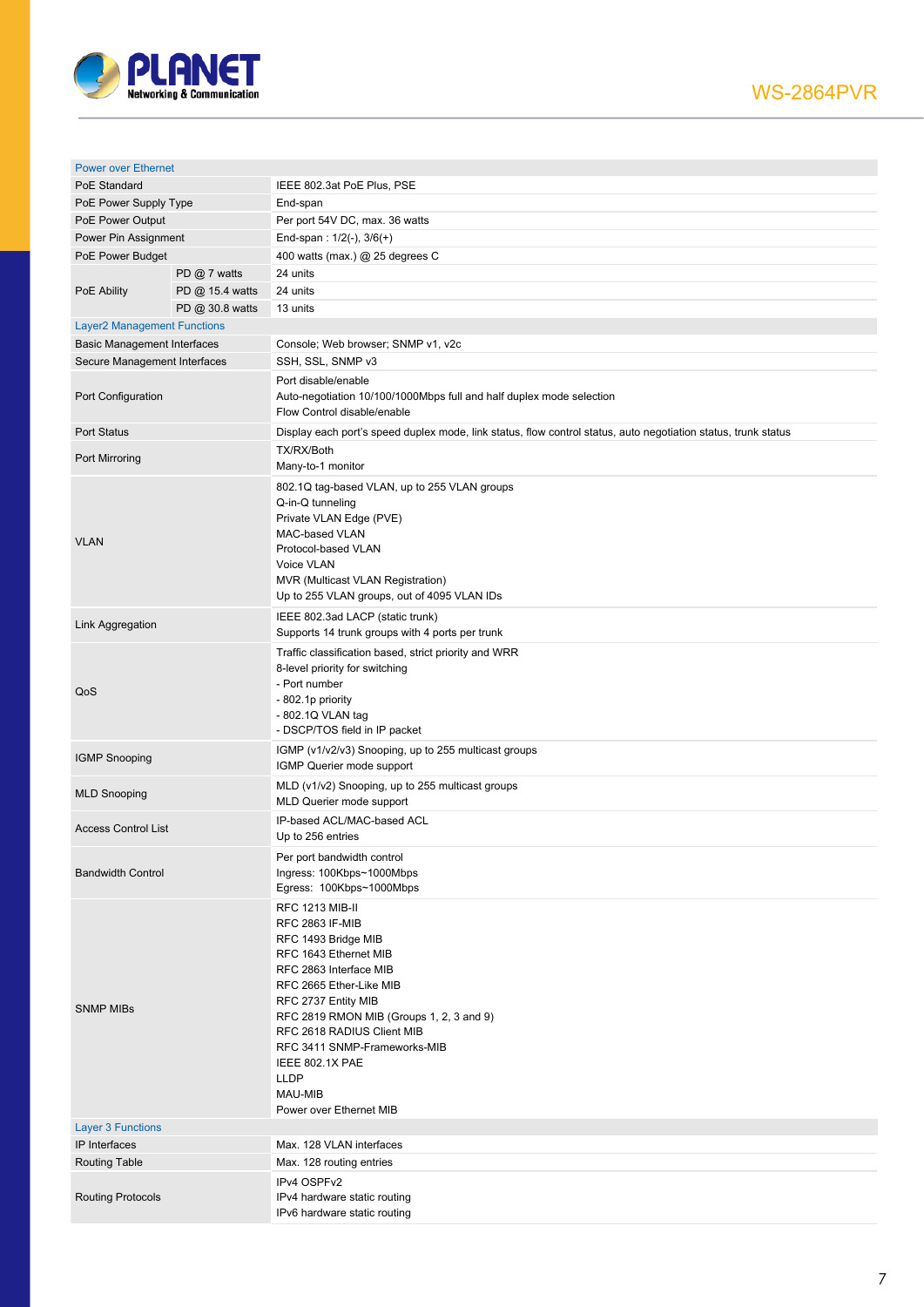| Power over Ethernet | | |
|---|---|---|
| PoE Standard | | IEEE 802.3at PoE Plus, PSE |
| PoE Power Supply Type | | End-span |
| PoE Power Output | | Per port 54V DC, max. 36 watts |
| Power Pin Assignment | | End-span : 1/2(-), 3/6(+) |
| PoE Power Budget | | 400 watts (max.) @ 25 degrees C |
| PoE Ability | PD @ 7 watts | 24 units |
| | PD @ 15.4 watts | 24 units |
| | PD @ 30.8 watts | 13 units |
| **Layer2 Management Functions** | | |
| Basic Management Interfaces | | Console; Web browser; SNMP v1, v2c |
| Secure Management Interfaces | | SSH, SSL, SNMP v3 |
| Port Configuration | | Port disable/enable<br>Auto-negotiation 10/100/1000Mbps full and half duplex mode selection<br>Flow Control disable/enable |
| Port Status | | Display each port's speed duplex mode, link status, flow control status, auto negotiation status, trunk status |
| Port Mirroring | | TX/RX/Both<br>Many-to-1 monitor |
| VLAN | | 802.1Q tag-based VLAN, up to 255 VLAN groups<br>Q-in-Q tunneling<br>Private VLAN Edge (PVE)<br>MAC-based VLAN<br>Protocol-based VLAN<br>Voice VLAN<br>MVR (Multicast VLAN Registration)<br>Up to 255 VLAN groups, out of 4095 VLAN IDs |
| Link Aggregation | | IEEE 802.3ad LACP (static trunk)<br>Supports 14 trunk groups with 4 ports per trunk |
| QoS | | Traffic classification based, strict priority and WRR<br>8-level priority for switching<br>- Port number<br>- 802.1p priority<br>- 802.1Q VLAN tag<br>- DSCP/TOS field in IP packet |
| IGMP Snooping | | IGMP (v1/v2/v3) Snooping, up to 255 multicast groups<br>IGMP Querier mode support |
| MLD Snooping | | MLD (v1/v2) Snooping, up to 255 multicast groups<br>MLD Querier mode support |
| Access Control List | | IP-based ACL/MAC-based ACL<br>Up to 256 entries |
| Bandwidth Control | | Per port bandwidth control<br>Ingress: 100Kbps~1000Mbps<br>Egress: 100Kbps~1000Mbps |
| SNMP MIBs | | RFC 1213 MIB-II<br>RFC 2863 IF-MIB<br>RFC 1493 Bridge MIB<br>RFC 1643 Ethernet MIB<br>RFC 2863 Interface MIB<br>RFC 2665 Ether-Like MIB<br>RFC 2737 Entity MIB<br>RFC 2819 RMON MIB (Groups 1, 2, 3 and 9)<br>RFC 2618 RADIUS Client MIB<br>RFC 3411 SNMP-Frameworks-MIB<br>IEEE 802.1X PAE<br>LLDP<br>MAU-MIB<br>Power over Ethernet MIB |
| **Layer 3 Functions** | | |
| IP Interfaces | | Max. 128 VLAN interfaces |
| Routing Table | | Max. 128 routing entries |
| Routing Protocols | | IPv4 OSPFv2<br>IPv4 hardware static routing<br>IPv6 hardware static routing |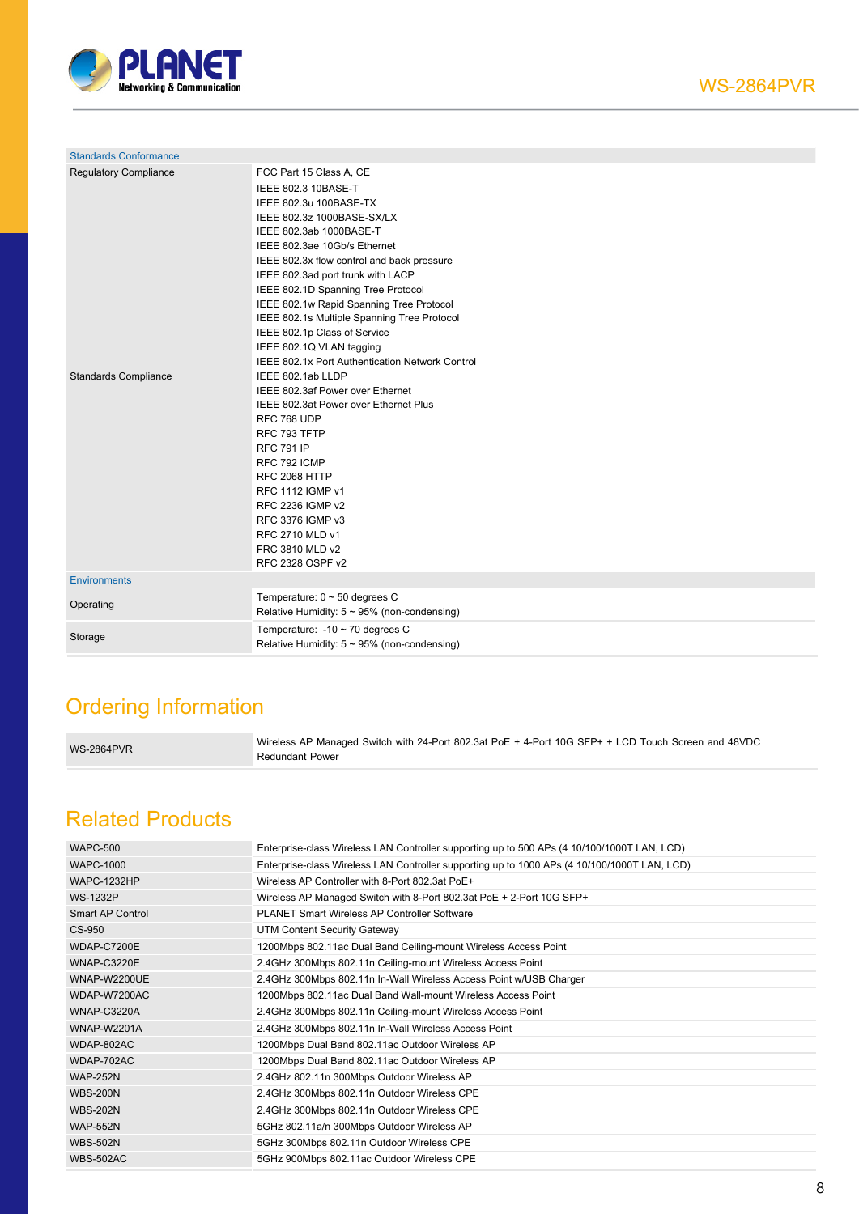| Standards Conformance | |
|---|---|
| Regulatory Compliance | FCC Part 15 Class A, CE |
| Standards Compliance | IEEE 802.3 10BASE-T<br>IEEE 802.3u 100BASE-TX<br>IEEE 802.3z 1000BASE-SX/LX<br>IEEE 802.3ab 1000BASE-T<br>IEEE 802.3ae 10Gb/s Ethernet<br>IEEE 802.3x flow control and back pressure<br>IEEE 802.3ad port trunk with LACP<br>IEEE 802.1D Spanning Tree Protocol<br>IEEE 802.1w Rapid Spanning Tree Protocol<br>IEEE 802.1s Multiple Spanning Tree Protocol<br>IEEE 802.1p Class of Service<br>IEEE 802.1Q VLAN tagging<br>IEEE 802.1x Port Authentication Network Control<br>IEEE 802.1ab LLDP<br>IEEE 802.3af Power over Ethernet<br>IEEE 802.3at Power over Ethernet Plus<br>RFC 768 UDP<br>RFC 793 TFTP<br>RFC 791 IP<br>RFC 792 ICMP<br>RFC 2068 HTTP<br>RFC 1112 IGMP v1<br>RFC 2236 IGMP v2<br>RFC 3376 IGMP v3<br>RFC 2710 MLD v1<br>FRC 3810 MLD v2<br>RFC 2328 OSPF v2 |
| **Environments** | |
| Operating | Temperature: 0 ~ 50 degrees C<br>Relative Humidity: 5 ~ 95% (non-condensing) |
| Storage | Temperature: -10 ~ 70 degrees C<br>Relative Humidity: 5 ~ 95% (non-condensing) |

## Ordering Information

| | |
|---|---|
| WS-2864PVR | Wireless AP Managed Switch with 24-Port 802.3at PoE + 4-Port 10G SFP+ + LCD Touch Screen and 48VDC Redundant Power |

## Related Products

| | |
|---|---|
| WAPC-500 | Enterprise-class Wireless LAN Controller supporting up to 500 APs (4 10/100/1000T LAN, LCD) |
| WAPC-1000 | Enterprise-class Wireless LAN Controller supporting up to 1000 APs (4 10/100/1000T LAN, LCD) |
| WAPC-1232HP | Wireless AP Controller with 8-Port 802.3at PoE+ |
| WS-1232P | Wireless AP Managed Switch with 8-Port 802.3at PoE + 2-Port 10G SFP+ |
| Smart AP Control | PLANET Smart Wireless AP Controller Software |
| CS-950 | UTM Content Security Gateway |
| WDAP-C7200E | 1200Mbps 802.11ac Dual Band Ceiling-mount Wireless Access Point |
| WNAP-C3220E | 2.4GHz 300Mbps 802.11n Ceiling-mount Wireless Access Point |
| WNAP-W2200UE | 2.4GHz 300Mbps 802.11n In-Wall Wireless Access Point w/USB Charger |
| WDAP-W7200AC | 1200Mbps 802.11ac Dual Band Wall-mount Wireless Access Point |
| WNAP-C3220A | 2.4GHz 300Mbps 802.11n Ceiling-mount Wireless Access Point |
| WNAP-W2201A | 2.4GHz 300Mbps 802.11n In-Wall Wireless Access Point |
| WDAP-802AC | 1200Mbps Dual Band 802.11ac Outdoor Wireless AP |
| WDAP-702AC | 1200Mbps Dual Band 802.11ac Outdoor Wireless AP |
| WAP-252N | 2.4GHz 802.11n 300Mbps Outdoor Wireless AP |
| WBS-200N | 2.4GHz 300Mbps 802.11n Outdoor Wireless CPE |
| WBS-202N | 2.4GHz 300Mbps 802.11n Outdoor Wireless CPE |
| WAP-552N | 5GHz 802.11a/n 300Mbps Outdoor Wireless AP |
| WBS-502N | 5GHz 300Mbps 802.11n Outdoor Wireless CPE |
| WBS-502AC | 5GHz 900Mbps 802.11ac Outdoor Wireless CPE |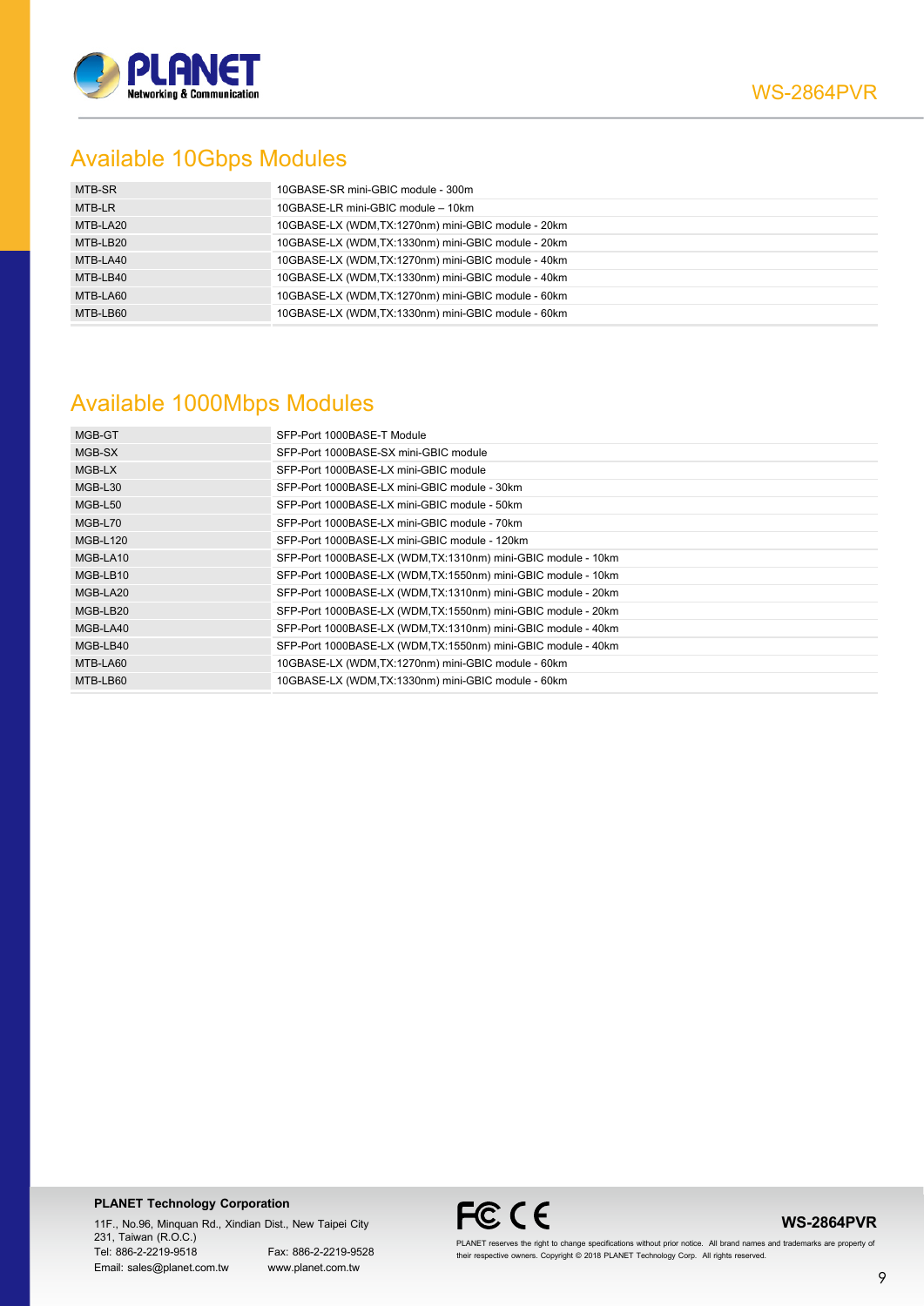## Available 10Gbps Modules

| | |
|---|---|
| MTB-SR | 10GBASE-SR mini-GBIC module - 300m |
| MTB-LR | 10GBASE-LR mini-GBIC module – 10km |
| MTB-LA20 | 10GBASE-LX (WDM,TX:1270nm) mini-GBIC module - 20km |
| MTB-LB20 | 10GBASE-LX (WDM,TX:1330nm) mini-GBIC module - 20km |
| MTB-LA40 | 10GBASE-LX (WDM,TX:1270nm) mini-GBIC module - 40km |
| MTB-LB40 | 10GBASE-LX (WDM,TX:1330nm) mini-GBIC module - 40km |
| MTB-LA60 | 10GBASE-LX (WDM,TX:1270nm) mini-GBIC module - 60km |
| MTB-LB60 | 10GBASE-LX (WDM,TX:1330nm) mini-GBIC module - 60km |

## Available 1000Mbps Modules

| | |
|---|---|
| MGB-GT | SFP-Port 1000BASE-T Module |
| MGB-SX | SFP-Port 1000BASE-SX mini-GBIC module |
| MGB-LX | SFP-Port 1000BASE-LX mini-GBIC module |
| MGB-L30 | SFP-Port 1000BASE-LX mini-GBIC module - 30km |
| MGB-L50 | SFP-Port 1000BASE-LX mini-GBIC module - 50km |
| MGB-L70 | SFP-Port 1000BASE-LX mini-GBIC module - 70km |
| MGB-L120 | SFP-Port 1000BASE-LX mini-GBIC module - 120km |
| MGB-LA10 | SFP-Port 1000BASE-LX (WDM,TX:1310nm) mini-GBIC module - 10km |
| MGB-LB10 | SFP-Port 1000BASE-LX (WDM,TX:1550nm) mini-GBIC module - 10km |
| MGB-LA20 | SFP-Port 1000BASE-LX (WDM,TX:1310nm) mini-GBIC module - 20km |
| MGB-LB20 | SFP-Port 1000BASE-LX (WDM,TX:1550nm) mini-GBIC module - 20km |
| MGB-LA40 | SFP-Port 1000BASE-LX (WDM,TX:1310nm) mini-GBIC module - 40km |
| MGB-LB40 | SFP-Port 1000BASE-LX (WDM,TX:1550nm) mini-GBIC module - 40km |
| MTB-LA60 | 10GBASE-LX (WDM,TX:1270nm) mini-GBIC module - 60km |
| MTB-LB60 | 10GBASE-LX (WDM,TX:1330nm) mini-GBIC module - 60km |

**PLANET Technology Corporation**

11F., No.96, Minquan Rd., Xindian Dist., New Taipei City 231, Taiwan (R.O.C.)
Tel: 886-2-2219-9518 Fax: 886-2-2219-9528
Email: sales@planet.com.tw www.planet.com.tw

**WS-2864PVR**

PLANET reserves the right to change specifications without prior notice. All brand names and trademarks are property of their respective owners. Copyright © 2018 PLANET Technology Corp. All rights reserved.